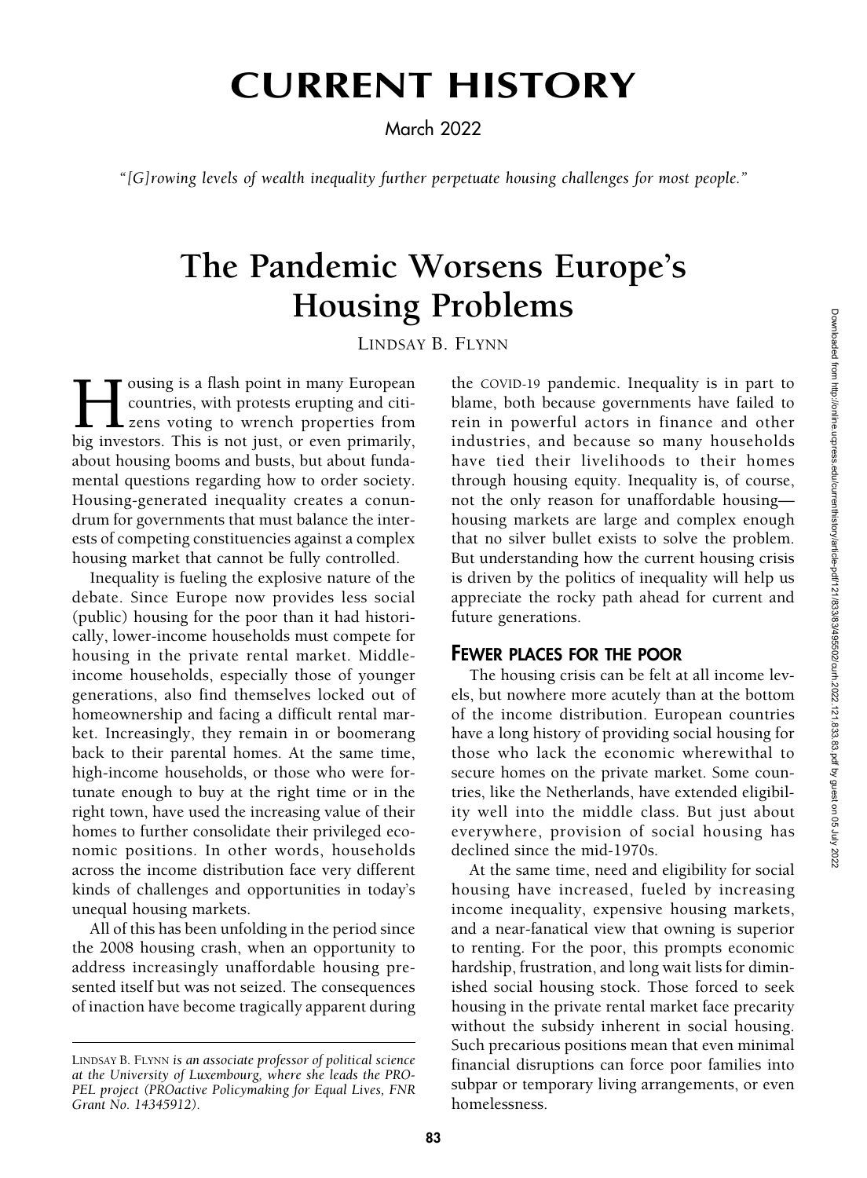# CURRENT HISTORY

March 2022

*"[G]rowing levels of wealth inequality further perpetuate housing challenges for most people."*

# The Pandemic Worsens Europe's Housing Problems

LINDSAY B. FLYNN

Housing is a flash point in many European countries, with protests erupting and citizens voting to wrench properties from big investors. This is not just, or even primarily, about housing booms and busts, but about fundamental questions regarding how to order society. Housing-generated inequality creates a conundrum for governments that must balance the interests of competing constituencies against a complex housing market that cannot be fully controlled.

Inequality is fueling the explosive nature of the debate. Since Europe now provides less social (public) housing for the poor than it had historically, lower-income households must compete for housing in the private rental market. Middle-income households, especially those of younger generations, also find themselves locked out of homeownership and facing a difficult rental market. Increasingly, they remain in or boomerang back to their parental homes. At the same time, high-income households, or those who were fortunate enough to buy at the right time or in the right town, have used the increasing value of their homes to further consolidate their privileged economic positions. In other words, households across the income distribution face very different kinds of challenges and opportunities in today's unequal housing markets.

All of this has been unfolding in the period since the 2008 housing crash, when an opportunity to address increasingly unaffordable housing presented itself but was not seized. The consequences of inaction have become tragically apparent during the COVID-19 pandemic. Inequality is in part to blame, both because governments have failed to rein in powerful actors in finance and other industries, and because so many households have tied their livelihoods to their homes through housing equity. Inequality is, of course, not the only reason for unaffordable housing—housing markets are large and complex enough that no silver bullet exists to solve the problem. But understanding how the current housing crisis is driven by the politics of inequality will help us appreciate the rocky path ahead for current and future generations.

## FEWER PLACES FOR THE POOR

The housing crisis can be felt at all income levels, but nowhere more acutely than at the bottom of the income distribution. European countries have a long history of providing social housing for those who lack the economic wherewithal to secure homes on the private market. Some countries, like the Netherlands, have extended eligibility well into the middle class. But just about everywhere, provision of social housing has declined since the mid-1970s.

At the same time, need and eligibility for social housing have increased, fueled by increasing income inequality, expensive housing markets, and a near-fanatical view that owning is superior to renting. For the poor, this prompts economic hardship, frustration, and long wait lists for diminished social housing stock. Those forced to seek housing in the private rental market face precarity without the subsidy inherent in social housing. Such precarious positions mean that even minimal financial disruptions can force poor families into subpar or temporary living arrangements, or even homelessness.

LINDSAY B. FLYNN *is an associate professor of political science at the University of Luxembourg, where she leads the PROPEL project (PROactive Policymaking for Equal Lives, FNR Grant No. 14345912).*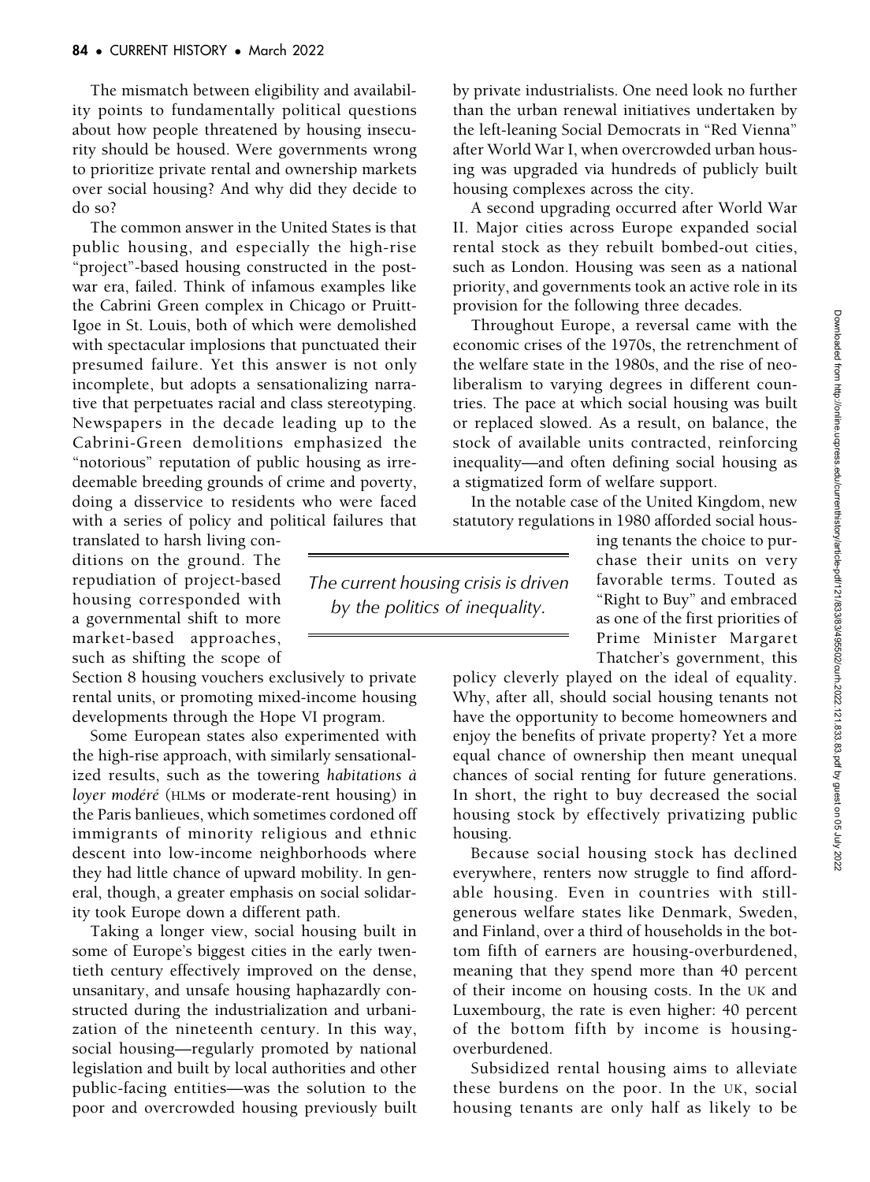The mismatch between eligibility and availability points to fundamentally political questions about how people threatened by housing insecurity should be housed. Were governments wrong to prioritize private rental and ownership markets over social housing? And why did they decide to do so?

The common answer in the United States is that public housing, and especially the high-rise "project"-based housing constructed in the postwar era, failed. Think of infamous examples like the Cabrini Green complex in Chicago or Pruitt-Igoe in St. Louis, both of which were demolished with spectacular implosions that punctuated their presumed failure. Yet this answer is not only incomplete, but adopts a sensationalizing narrative that perpetuates racial and class stereotyping. Newspapers in the decade leading up to the Cabrini-Green demolitions emphasized the "notorious" reputation of public housing as irredeemable breeding grounds of crime and poverty, doing a disservice to residents who were faced with a series of policy and political failures that translated to harsh living conditions on the ground. The repudiation of project-based housing corresponded with a governmental shift to more market-based approaches, such as shifting the scope of Section 8 housing vouchers exclusively to private rental units, or promoting mixed-income housing developments through the Hope VI program.

> *The current housing crisis is driven by the politics of inequality.*

Some European states also experimented with the high-rise approach, with similarly sensationalized results, such as the towering *habitations à loyer modéré* (HLMs or moderate-rent housing) in the Paris banlieues, which sometimes cordoned off immigrants of minority religious and ethnic descent into low-income neighborhoods where they had little chance of upward mobility. In general, though, a greater emphasis on social solidarity took Europe down a different path.

Taking a longer view, social housing built in some of Europe's biggest cities in the early twentieth century effectively improved on the dense, unsanitary, and unsafe housing haphazardly constructed during the industrialization and urbanization of the nineteenth century. In this way, social housing—regularly promoted by national legislation and built by local authorities and other public-facing entities—was the solution to the poor and overcrowded housing previously built by private industrialists. One need look no further than the urban renewal initiatives undertaken by the left-leaning Social Democrats in "Red Vienna" after World War I, when overcrowded urban housing was upgraded via hundreds of publicly built housing complexes across the city.

A second upgrading occurred after World War II. Major cities across Europe expanded social rental stock as they rebuilt bombed-out cities, such as London. Housing was seen as a national priority, and governments took an active role in its provision for the following three decades.

Throughout Europe, a reversal came with the economic crises of the 1970s, the retrenchment of the welfare state in the 1980s, and the rise of neoliberalism to varying degrees in different countries. The pace at which social housing was built or replaced slowed. As a result, on balance, the stock of available units contracted, reinforcing inequality—and often defining social housing as a stigmatized form of welfare support.

In the notable case of the United Kingdom, new statutory regulations in 1980 afforded social housing tenants the choice to purchase their units on very favorable terms. Touted as "Right to Buy" and embraced as one of the first priorities of Prime Minister Margaret Thatcher's government, this policy cleverly played on the ideal of equality. Why, after all, should social housing tenants not have the opportunity to become homeowners and enjoy the benefits of private property? Yet a more equal chance of ownership then meant unequal chances of social renting for future generations. In short, the right to buy decreased the social housing stock by effectively privatizing public housing.

Because social housing stock has declined everywhere, renters now struggle to find affordable housing. Even in countries with still-generous welfare states like Denmark, Sweden, and Finland, over a third of households in the bottom fifth of earners are housing-overburdened, meaning that they spend more than 40 percent of their income on housing costs. In the UK and Luxembourg, the rate is even higher: 40 percent of the bottom fifth by income is housing-overburdened.

Subsidized rental housing aims to alleviate these burdens on the poor. In the UK, social housing tenants are only half as likely to be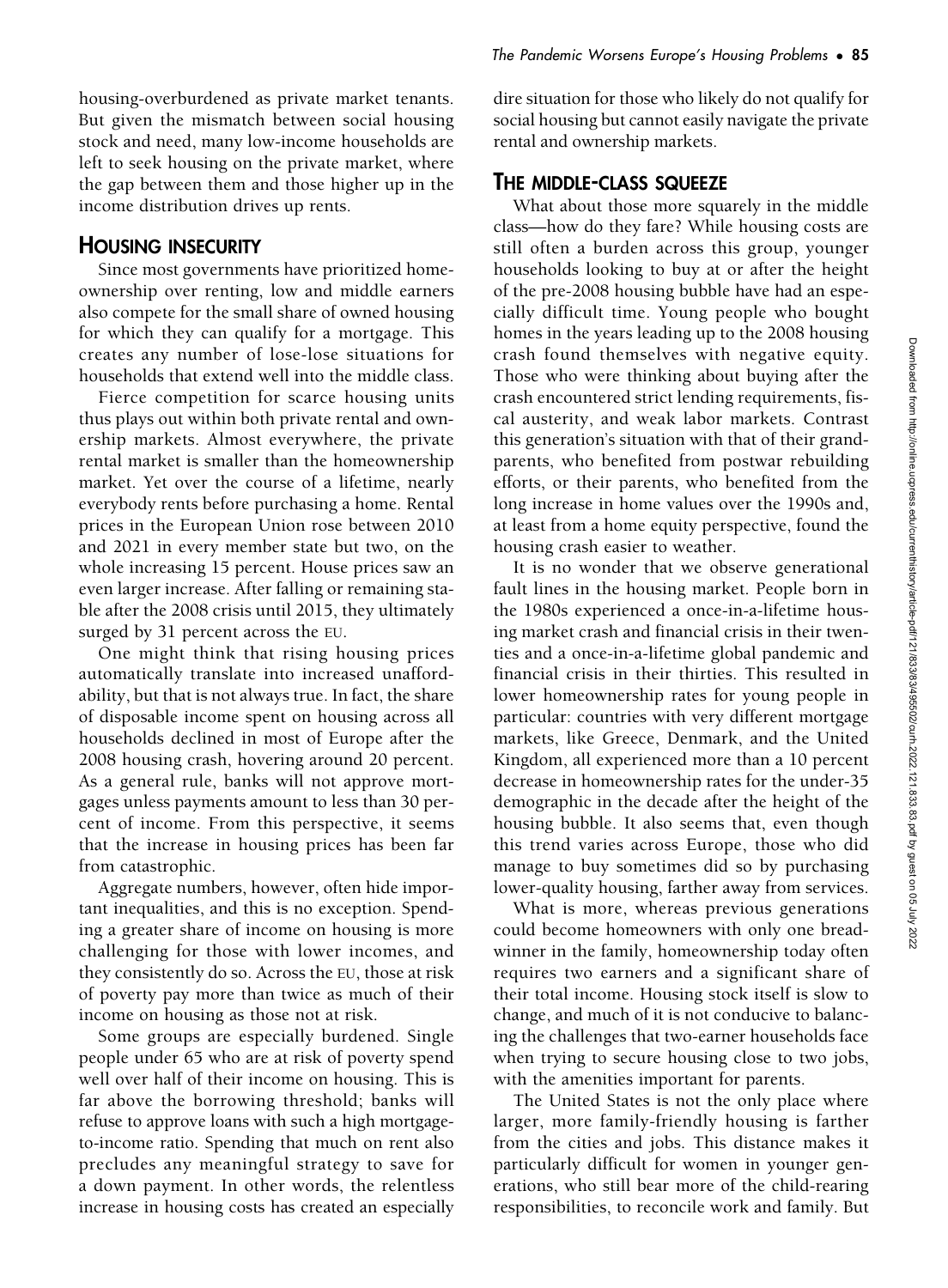housing-overburdened as private market tenants. But given the mismatch between social housing stock and need, many low-income households are left to seek housing on the private market, where the gap between them and those higher up in the income distribution drives up rents.

## HOUSING INSECURITY

Since most governments have prioritized homeownership over renting, low and middle earners also compete for the small share of owned housing for which they can qualify for a mortgage. This creates any number of lose-lose situations for households that extend well into the middle class.

Fierce competition for scarce housing units thus plays out within both private rental and ownership markets. Almost everywhere, the private rental market is smaller than the homeownership market. Yet over the course of a lifetime, nearly everybody rents before purchasing a home. Rental prices in the European Union rose between 2010 and 2021 in every member state but two, on the whole increasing 15 percent. House prices saw an even larger increase. After falling or remaining stable after the 2008 crisis until 2015, they ultimately surged by 31 percent across the EU.

One might think that rising housing prices automatically translate into increased unaffordability, but that is not always true. In fact, the share of disposable income spent on housing across all households declined in most of Europe after the 2008 housing crash, hovering around 20 percent. As a general rule, banks will not approve mortgages unless payments amount to less than 30 percent of income. From this perspective, it seems that the increase in housing prices has been far from catastrophic.

Aggregate numbers, however, often hide important inequalities, and this is no exception. Spending a greater share of income on housing is more challenging for those with lower incomes, and they consistently do so. Across the EU, those at risk of poverty pay more than twice as much of their income on housing as those not at risk.

Some groups are especially burdened. Single people under 65 who are at risk of poverty spend well over half of their income on housing. This is far above the borrowing threshold; banks will refuse to approve loans with such a high mortgage-to-income ratio. Spending that much on rent also precludes any meaningful strategy to save for a down payment. In other words, the relentless increase in housing costs has created an especially dire situation for those who likely do not qualify for social housing but cannot easily navigate the private rental and ownership markets.

## THE MIDDLE-CLASS SQUEEZE

What about those more squarely in the middle class—how do they fare? While housing costs are still often a burden across this group, younger households looking to buy at or after the height of the pre-2008 housing bubble have had an especially difficult time. Young people who bought homes in the years leading up to the 2008 housing crash found themselves with negative equity. Those who were thinking about buying after the crash encountered strict lending requirements, fiscal austerity, and weak labor markets. Contrast this generation's situation with that of their grandparents, who benefited from postwar rebuilding efforts, or their parents, who benefited from the long increase in home values over the 1990s and, at least from a home equity perspective, found the housing crash easier to weather.

It is no wonder that we observe generational fault lines in the housing market. People born in the 1980s experienced a once-in-a-lifetime housing market crash and financial crisis in their twenties and a once-in-a-lifetime global pandemic and financial crisis in their thirties. This resulted in lower homeownership rates for young people in particular: countries with very different mortgage markets, like Greece, Denmark, and the United Kingdom, all experienced more than a 10 percent decrease in homeownership rates for the under-35 demographic in the decade after the height of the housing bubble. It also seems that, even though this trend varies across Europe, those who did manage to buy sometimes did so by purchasing lower-quality housing, farther away from services.

What is more, whereas previous generations could become homeowners with only one breadwinner in the family, homeownership today often requires two earners and a significant share of their total income. Housing stock itself is slow to change, and much of it is not conducive to balancing the challenges that two-earner households face when trying to secure housing close to two jobs, with the amenities important for parents.

The United States is not the only place where larger, more family-friendly housing is farther from the cities and jobs. This distance makes it particularly difficult for women in younger generations, who still bear more of the child-rearing responsibilities, to reconcile work and family. But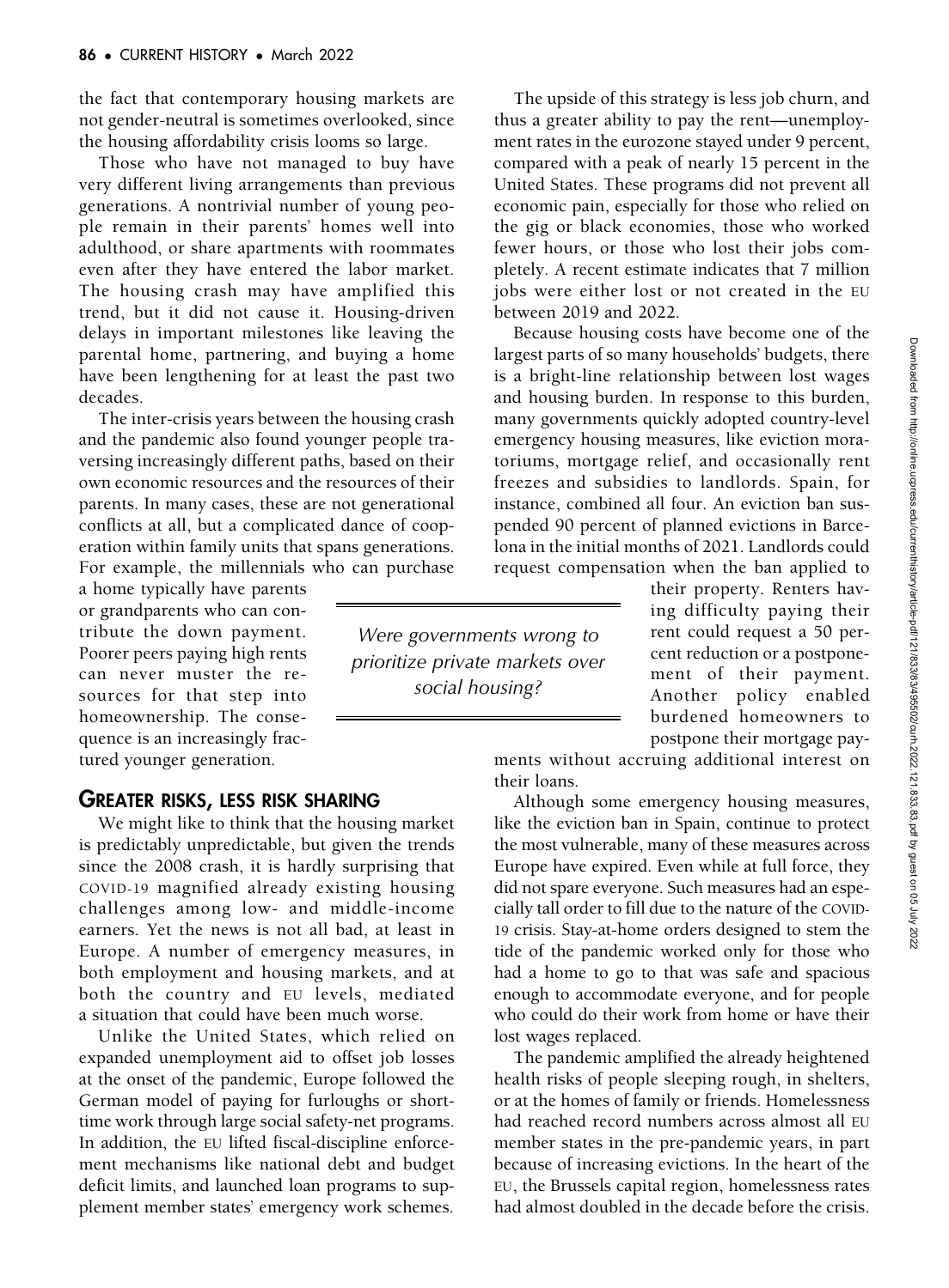the fact that contemporary housing markets are not gender-neutral is sometimes overlooked, since the housing affordability crisis looms so large.

Those who have not managed to buy have very different living arrangements than previous generations. A nontrivial number of young people remain in their parents' homes well into adulthood, or share apartments with roommates even after they have entered the labor market. The housing crash may have amplified this trend, but it did not cause it. Housing-driven delays in important milestones like leaving the parental home, partnering, and buying a home have been lengthening for at least the past two decades.

The inter-crisis years between the housing crash and the pandemic also found younger people traversing increasingly different paths, based on their own economic resources and the resources of their parents. In many cases, these are not generational conflicts at all, but a complicated dance of cooperation within family units that spans generations. For example, the millennials who can purchase a home typically have parents or grandparents who can contribute the down payment. Poorer peers paying high rents can never muster the resources for that step into homeownership. The consequence is an increasingly fractured younger generation.

## GREATER RISKS, LESS RISK SHARING

We might like to think that the housing market is predictably unpredictable, but given the trends since the 2008 crash, it is hardly surprising that COVID-19 magnified already existing housing challenges among low- and middle-income earners. Yet the news is not all bad, at least in Europe. A number of emergency measures, in both employment and housing markets, and at both the country and EU levels, mediated a situation that could have been much worse.

Unlike the United States, which relied on expanded unemployment aid to offset job losses at the onset of the pandemic, Europe followed the German model of paying for furloughs or short-time work through large social safety-net programs. In addition, the EU lifted fiscal-discipline enforcement mechanisms like national debt and budget deficit limits, and launched loan programs to supplement member states' emergency work schemes.

The upside of this strategy is less job churn, and thus a greater ability to pay the rent—unemployment rates in the eurozone stayed under 9 percent, compared with a peak of nearly 15 percent in the United States. These programs did not prevent all economic pain, especially for those who relied on the gig or black economies, those who worked fewer hours, or those who lost their jobs completely. A recent estimate indicates that 7 million jobs were either lost or not created in the EU between 2019 and 2022.

Because housing costs have become one of the largest parts of so many households' budgets, there is a bright-line relationship between lost wages and housing burden. In response to this burden, many governments quickly adopted country-level emergency housing measures, like eviction moratoriums, mortgage relief, and occasionally rent freezes and subsidies to landlords. Spain, for instance, combined all four. An eviction ban suspended 90 percent of planned evictions in Barcelona in the initial months of 2021. Landlords could request compensation when the ban applied to their property. Renters having difficulty paying their rent could request a 50 percent reduction or a postponement of their payment. Another policy enabled burdened homeowners to postpone their mortgage payments without accruing additional interest on their loans.

*Were governments wrong to prioritize private markets over social housing?*

Although some emergency housing measures, like the eviction ban in Spain, continue to protect the most vulnerable, many of these measures across Europe have expired. Even while at full force, they did not spare everyone. Such measures had an especially tall order to fill due to the nature of the COVID-19 crisis. Stay-at-home orders designed to stem the tide of the pandemic worked only for those who had a home to go to that was safe and spacious enough to accommodate everyone, and for people who could do their work from home or have their lost wages replaced.

The pandemic amplified the already heightened health risks of people sleeping rough, in shelters, or at the homes of family or friends. Homelessness had reached record numbers across almost all EU member states in the pre-pandemic years, in part because of increasing evictions. In the heart of the EU, the Brussels capital region, homelessness rates had almost doubled in the decade before the crisis.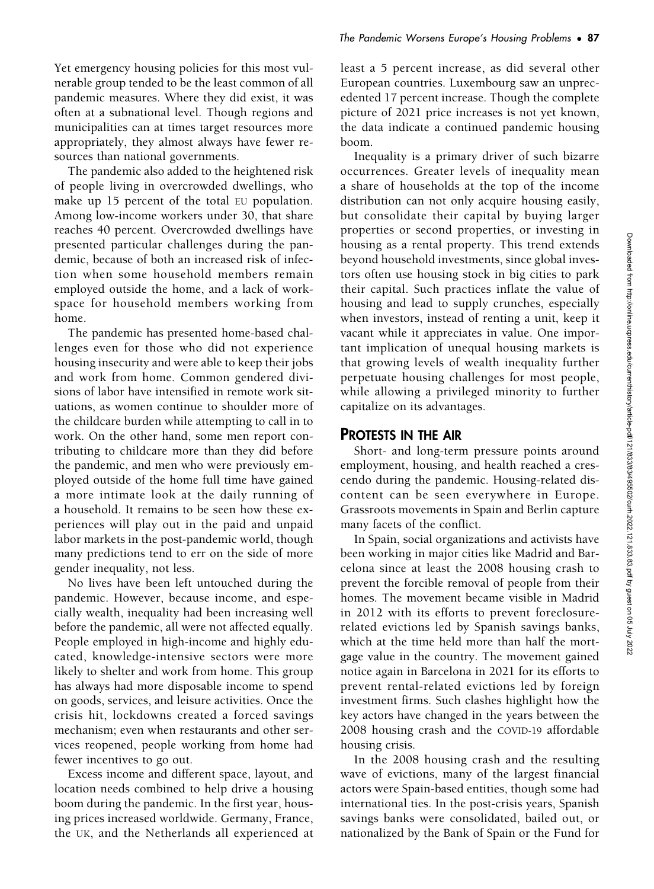Yet emergency housing policies for this most vulnerable group tended to be the least common of all pandemic measures. Where they did exist, it was often at a subnational level. Though regions and municipalities can at times target resources more appropriately, they almost always have fewer resources than national governments.

The pandemic also added to the heightened risk of people living in overcrowded dwellings, who make up 15 percent of the total EU population. Among low-income workers under 30, that share reaches 40 percent. Overcrowded dwellings have presented particular challenges during the pandemic, because of both an increased risk of infection when some household members remain employed outside the home, and a lack of workspace for household members working from home.

The pandemic has presented home-based challenges even for those who did not experience housing insecurity and were able to keep their jobs and work from home. Common gendered divisions of labor have intensified in remote work situations, as women continue to shoulder more of the childcare burden while attempting to call in to work. On the other hand, some men report contributing to childcare more than they did before the pandemic, and men who were previously employed outside of the home full time have gained a more intimate look at the daily running of a household. It remains to be seen how these experiences will play out in the paid and unpaid labor markets in the post-pandemic world, though many predictions tend to err on the side of more gender inequality, not less.

No lives have been left untouched during the pandemic. However, because income, and especially wealth, inequality had been increasing well before the pandemic, all were not affected equally. People employed in high-income and highly educated, knowledge-intensive sectors were more likely to shelter and work from home. This group has always had more disposable income to spend on goods, services, and leisure activities. Once the crisis hit, lockdowns created a forced savings mechanism; even when restaurants and other services reopened, people working from home had fewer incentives to go out.

Excess income and different space, layout, and location needs combined to help drive a housing boom during the pandemic. In the first year, housing prices increased worldwide. Germany, France, the UK, and the Netherlands all experienced at least a 5 percent increase, as did several other European countries. Luxembourg saw an unprecedented 17 percent increase. Though the complete picture of 2021 price increases is not yet known, the data indicate a continued pandemic housing boom.

Inequality is a primary driver of such bizarre occurrences. Greater levels of inequality mean a share of households at the top of the income distribution can not only acquire housing easily, but consolidate their capital by buying larger properties or second properties, or investing in housing as a rental property. This trend extends beyond household investments, since global investors often use housing stock in big cities to park their capital. Such practices inflate the value of housing and lead to supply crunches, especially when investors, instead of renting a unit, keep it vacant while it appreciates in value. One important implication of unequal housing markets is that growing levels of wealth inequality further perpetuate housing challenges for most people, while allowing a privileged minority to further capitalize on its advantages.

## PROTESTS IN THE AIR

Short- and long-term pressure points around employment, housing, and health reached a crescendo during the pandemic. Housing-related discontent can be seen everywhere in Europe. Grassroots movements in Spain and Berlin capture many facets of the conflict.

In Spain, social organizations and activists have been working in major cities like Madrid and Barcelona since at least the 2008 housing crash to prevent the forcible removal of people from their homes. The movement became visible in Madrid in 2012 with its efforts to prevent foreclosure-related evictions led by Spanish savings banks, which at the time held more than half the mortgage value in the country. The movement gained notice again in Barcelona in 2021 for its efforts to prevent rental-related evictions led by foreign investment firms. Such clashes highlight how the key actors have changed in the years between the 2008 housing crash and the COVID-19 affordable housing crisis.

In the 2008 housing crash and the resulting wave of evictions, many of the largest financial actors were Spain-based entities, though some had international ties. In the post-crisis years, Spanish savings banks were consolidated, bailed out, or nationalized by the Bank of Spain or the Fund for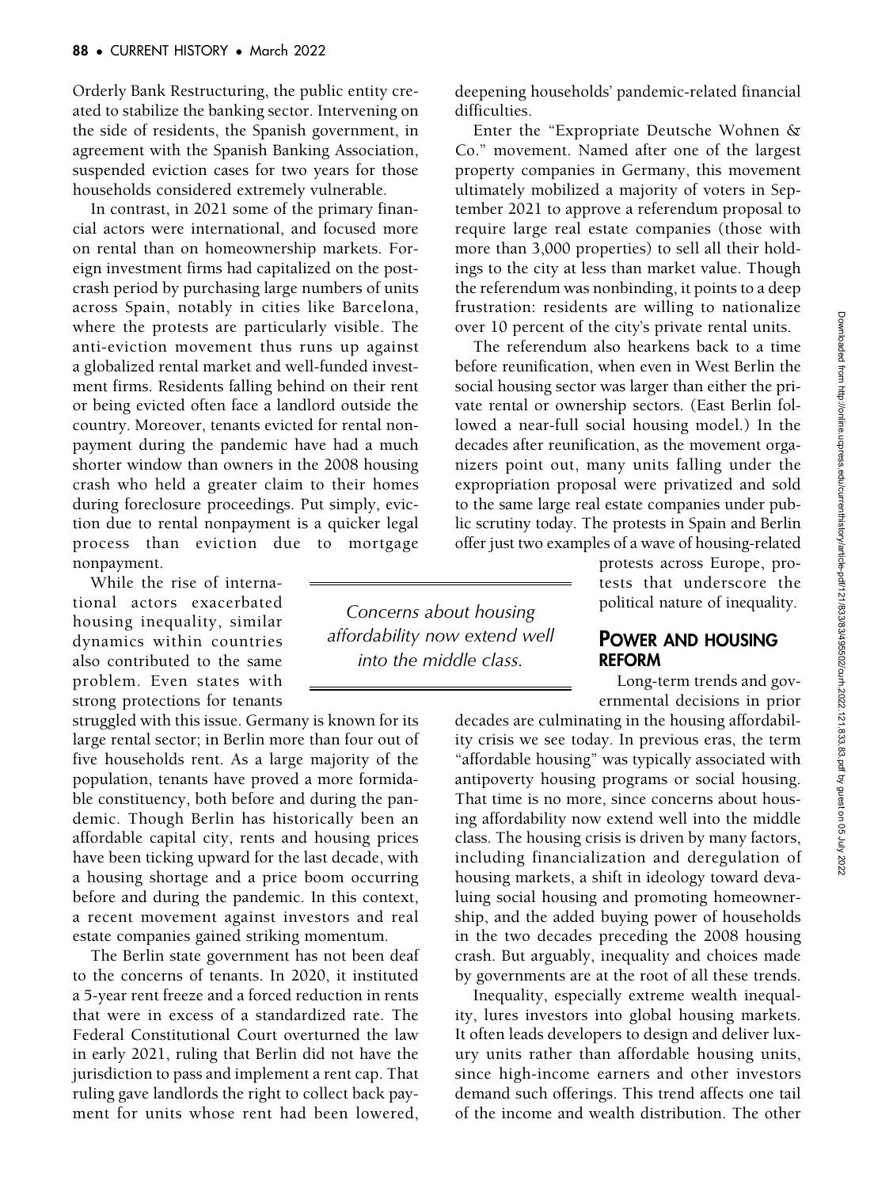Orderly Bank Restructuring, the public entity created to stabilize the banking sector. Intervening on the side of residents, the Spanish government, in agreement with the Spanish Banking Association, suspended eviction cases for two years for those households considered extremely vulnerable.

In contrast, in 2021 some of the primary financial actors were international, and focused more on rental than on homeownership markets. Foreign investment firms had capitalized on the post-crash period by purchasing large numbers of units across Spain, notably in cities like Barcelona, where the protests are particularly visible. The anti-eviction movement thus runs up against a globalized rental market and well-funded investment firms. Residents falling behind on their rent or being evicted often face a landlord outside the country. Moreover, tenants evicted for rental nonpayment during the pandemic have had a much shorter window than owners in the 2008 housing crash who held a greater claim to their homes during foreclosure proceedings. Put simply, eviction due to rental nonpayment is a quicker legal process than eviction due to mortgage nonpayment.

While the rise of international actors exacerbated housing inequality, similar dynamics within countries also contributed to the same problem. Even states with strong protections for tenants struggled with this issue. Germany is known for its large rental sector; in Berlin more than four out of five households rent. As a large majority of the population, tenants have proved a more formidable constituency, both before and during the pandemic. Though Berlin has historically been an affordable capital city, rents and housing prices have been ticking upward for the last decade, with a housing shortage and a price boom occurring before and during the pandemic. In this context, a recent movement against investors and real estate companies gained striking momentum.

The Berlin state government has not been deaf to the concerns of tenants. In 2020, it instituted a 5-year rent freeze and a forced reduction in rents that were in excess of a standardized rate. The Federal Constitutional Court overturned the law in early 2021, ruling that Berlin did not have the jurisdiction to pass and implement a rent cap. That ruling gave landlords the right to collect back payment for units whose rent had been lowered, deepening households' pandemic-related financial difficulties.

Enter the "Expropriate Deutsche Wohnen & Co." movement. Named after one of the largest property companies in Germany, this movement ultimately mobilized a majority of voters in September 2021 to approve a referendum proposal to require large real estate companies (those with more than 3,000 properties) to sell all their holdings to the city at less than market value. Though the referendum was nonbinding, it points to a deep frustration: residents are willing to nationalize over 10 percent of the city's private rental units.

The referendum also hearkens back to a time before reunification, when even in West Berlin the social housing sector was larger than either the private rental or ownership sectors. (East Berlin followed a near-full social housing model.) In the decades after reunification, as the movement organizers point out, many units falling under the expropriation proposal were privatized and sold to the same large real estate companies under public scrutiny today. The protests in Spain and Berlin offer just two examples of a wave of housing-related protests across Europe, protests that underscore the political nature of inequality.

> *Concerns about housing affordability now extend well into the middle class.*

## POWER AND HOUSING REFORM

Long-term trends and governmental decisions in prior decades are culminating in the housing affordability crisis we see today. In previous eras, the term "affordable housing" was typically associated with antipoverty housing programs or social housing. That time is no more, since concerns about housing affordability now extend well into the middle class. The housing crisis is driven by many factors, including financialization and deregulation of housing markets, a shift in ideology toward devaluing social housing and promoting homeownership, and the added buying power of households in the two decades preceding the 2008 housing crash. But arguably, inequality and choices made by governments are at the root of all these trends.

Inequality, especially extreme wealth inequality, lures investors into global housing markets. It often leads developers to design and deliver luxury units rather than affordable housing units, since high-income earners and other investors demand such offerings. This trend affects one tail of the income and wealth distribution. The other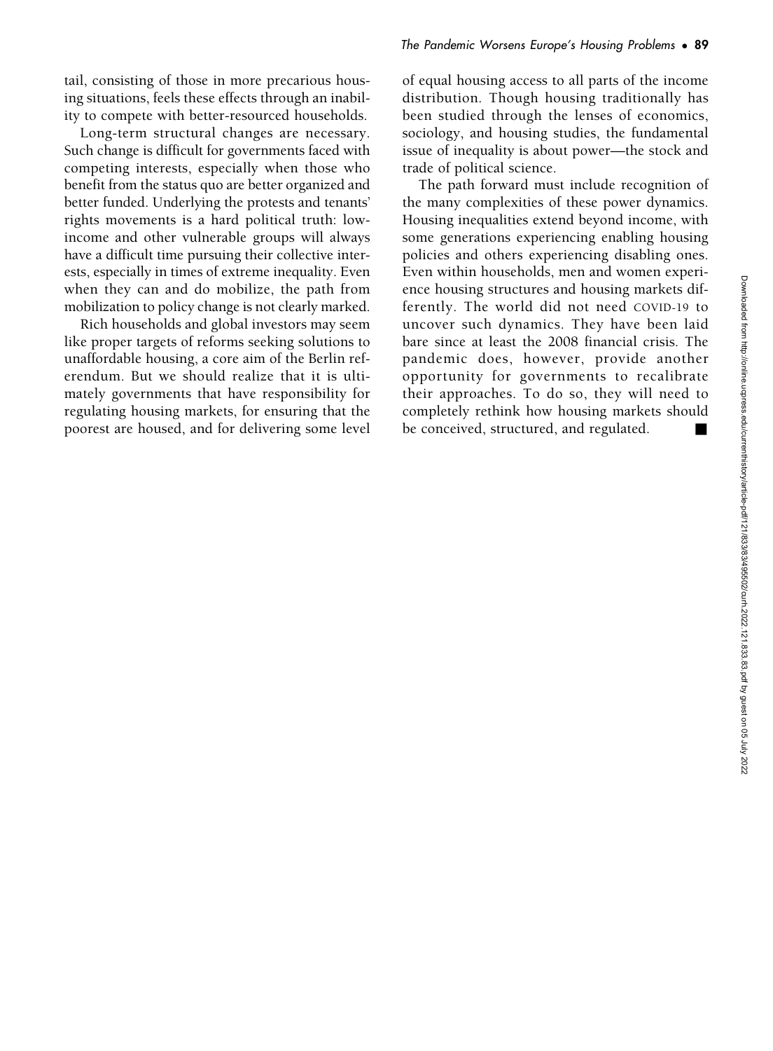tail, consisting of those in more precarious housing situations, feels these effects through an inability to compete with better-resourced households.

Long-term structural changes are necessary. Such change is difficult for governments faced with competing interests, especially when those who benefit from the status quo are better organized and better funded. Underlying the protests and tenants' rights movements is a hard political truth: low-income and other vulnerable groups will always have a difficult time pursuing their collective interests, especially in times of extreme inequality. Even when they can and do mobilize, the path from mobilization to policy change is not clearly marked.

Rich households and global investors may seem like proper targets of reforms seeking solutions to unaffordable housing, a core aim of the Berlin referendum. But we should realize that it is ultimately governments that have responsibility for regulating housing markets, for ensuring that the poorest are housed, and for delivering some level of equal housing access to all parts of the income distribution. Though housing traditionally has been studied through the lenses of economics, sociology, and housing studies, the fundamental issue of inequality is about power—the stock and trade of political science.

The path forward must include recognition of the many complexities of these power dynamics. Housing inequalities extend beyond income, with some generations experiencing enabling housing policies and others experiencing disabling ones. Even within households, men and women experience housing structures and housing markets differently. The world did not need COVID-19 to uncover such dynamics. They have been laid bare since at least the 2008 financial crisis. The pandemic does, however, provide another opportunity for governments to recalibrate their approaches. To do so, they will need to completely rethink how housing markets should be conceived, structured, and regulated. ■